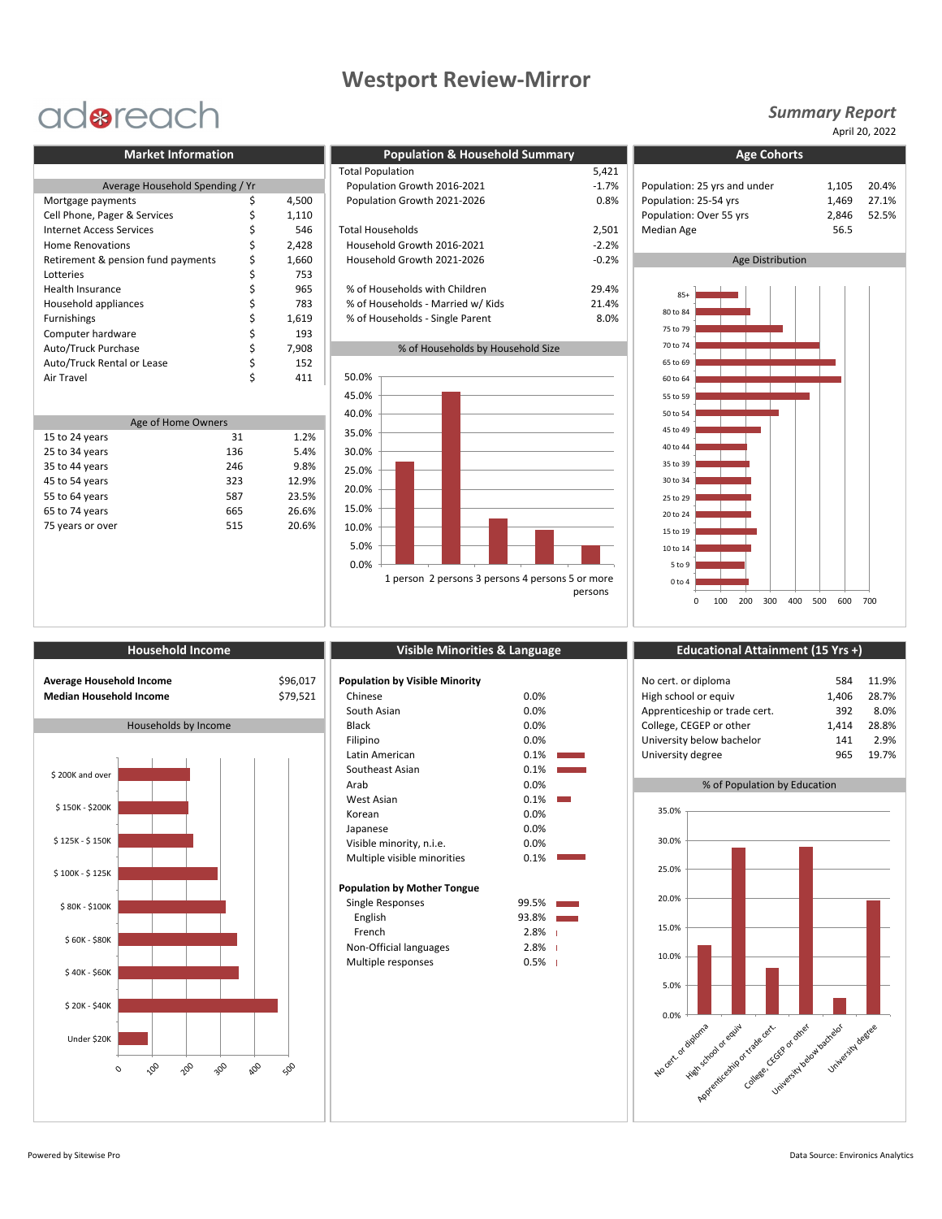# Westport Review-Mirror

adreach

***Summary Report***

April 20, 2022

## Market Information

**Average Household Spending / Yr**

| Item | | Amount |
|---|---|---|
| Mortgage payments | $ | 4,500 |
| Cell Phone, Pager & Services | $ | 1,110 |
| Internet Access Services | $ | 546 |
| Home Renovations | $ | 2,428 |
| Retirement & pension fund payments | $ | 1,660 |
| Lotteries | $ | 753 |
| Health Insurance | $ | 965 |
| Household appliances | $ | 783 |
| Furnishings | $ | 1,619 |
| Computer hardware | $ | 193 |
| Auto/Truck Purchase | $ | 7,908 |
| Auto/Truck Rental or Lease | $ | 152 |
| Air Travel | $ | 411 |

**Age of Home Owners**

| Age | Count | % |
|---|---|---|
| 15 to 24 years | 31 | 1.2% |
| 25 to 34 years | 136 | 5.4% |
| 35 to 44 years | 246 | 9.8% |
| 45 to 54 years | 323 | 12.9% |
| 55 to 64 years | 587 | 23.5% |
| 65 to 74 years | 665 | 26.6% |
| 75 years or over | 515 | 20.6% |

## Population & Household Summary

| | |
|---|---|
| Total Population | 5,421 |
| Population Growth 2016-2021 | -1.7% |
| Population Growth 2021-2026 | 0.8% |
| Total Households | 2,501 |
| Household Growth 2016-2021 | -2.2% |
| Household Growth 2021-2026 | -0.2% |
| % of Households with Children | 29.4% |
| % of Households - Married w/ Kids | 21.4% |
| % of Households - Single Parent | 8.0% |

**% of Households by Household Size**

1 person, 2 persons, 3 persons, 4 persons, 5 or more persons

## Age Cohorts

| | | |
|---|---|---|
| Population: 25 yrs and under | 1,105 | 20.4% |
| Population: 25-54 yrs | 1,469 | 27.1% |
| Population: Over 55 yrs | 2,846 | 52.5% |
| Median Age | 56.5 | |

**Age Distribution**

## Household Income

| | |
|---|---|
| **Average Household Income** | $96,017 |
| **Median Household Income** | $79,521 |

**Households by Income**

## Visible Minorities & Language

**Population by Visible Minority**

| | |
|---|---|
| Chinese | 0.0% |
| South Asian | 0.0% |
| Black | 0.0% |
| Filipino | 0.0% |
| Latin American | 0.1% |
| Southeast Asian | 0.1% |
| Arab | 0.0% |
| West Asian | 0.1% |
| Korean | 0.0% |
| Japanese | 0.0% |
| Visible minority, n.i.e. | 0.0% |
| Multiple visible minorities | 0.1% |

**Population by Mother Tongue**

| | |
|---|---|
| Single Responses | 99.5% |
| English | 93.8% |
| French | 2.8% |
| Non-Official languages | 2.8% |
| Multiple responses | 0.5% |

## Educational Attainment (15 Yrs +)

| | | |
|---|---|---|
| No cert. or diploma | 584 | 11.9% |
| High school or equiv | 1,406 | 28.7% |
| Apprenticeship or trade cert. | 392 | 8.0% |
| College, CEGEP or other | 1,414 | 28.8% |
| University below bachelor | 141 | 2.9% |
| University degree | 965 | 19.7% |

**% of Population by Education**

Powered by Sitewise Pro

Data Source: Environics Analytics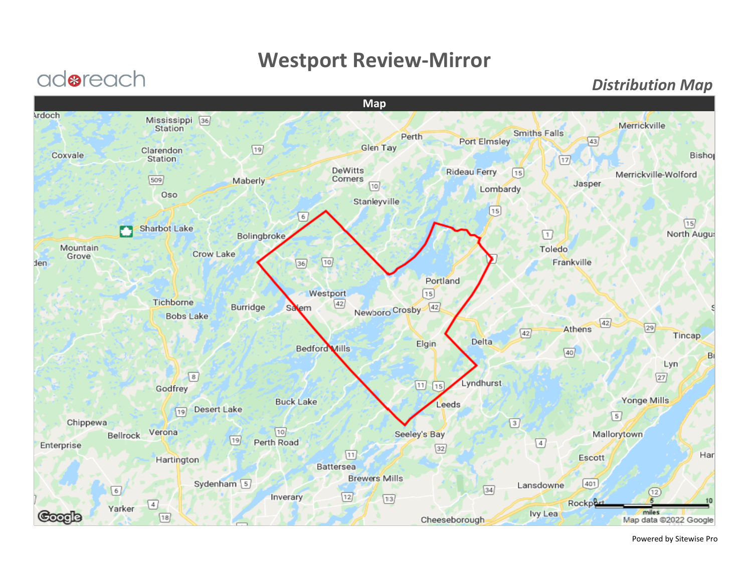# Westport Review-Mirror

adreach

*Distribution Map*

**Map**

Ardoch
Mississippi Station
36
Coxvale
Clarendon Station
19
Perth
Glen Tay
Port Elmsley
Smiths Falls
Merrickville
43
17
Bishop
509
Maberly
DeWitts Corners
Rideau Ferry
15
Merrickville-Wolford
Oso
10
Lombardy
Jasper
Stanleyville
15
Sharbot Lake
6
15
North Augusta
Mountain Grove
Bolingbroke
1
Toledo
Crow Lake
36
10
Frankville
Portland
Westport
15
Tichborne
42
Burridge
Salem
42
Newboro
Crosby
Bobs Lake
Athens
42
42
29
Tincap
Elgin
Delta
Bedford Mills
40
Lyn
8
27
11
15
Lyndhurst
Godfrey
Yonge Mills
Buck Lake
Leeds
19
Desert Lake
5
3
Chippewa
Verona
Seeley's Bay
Mallorytown
Bellrock
10
4
19
Perth Road
32
Enterprise
Escott
Hartington
11
Battersea
Brewers Mills
Sydenham
5
Lansdowne
401
6
34
Inverary
12
13
Rockport
12
4
Yarker
Ivy Lea
18
Cheeseborough
0
5
10
miles
Map data ©2022 Google

Powered by Sitewise Pro